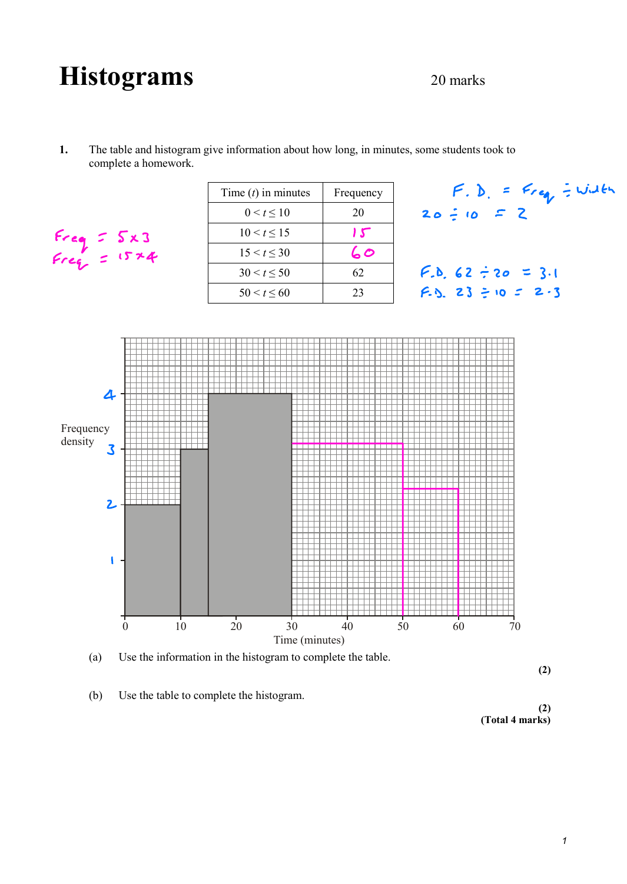# Histograms

20 marks

**1.** The table and histogram give information about how long, in minutes, some students took to complete a homework.

| Time ($t$) in minutes | Frequency |
|---|---|
| $0 < t \leq 10$ | 20 |
| $10 < t \leq 15$ | 15 |
| $15 < t \leq 30$ | 60 |
| $30 < t \leq 50$ | 62 |
| $50 < t \leq 60$ | 23 |

Freq = 5 x 3
Freq = 15 x 4

F.D. = Freq ÷ width
20 ÷ 10 = 2

F.D. 62 ÷ 20 = 3.1
F.D. 23 ÷ 10 = 2.3

(a) Use the information in the histogram to complete the table.

**(2)**

(b) Use the table to complete the histogram.

**(2)**
**(Total 4 marks)**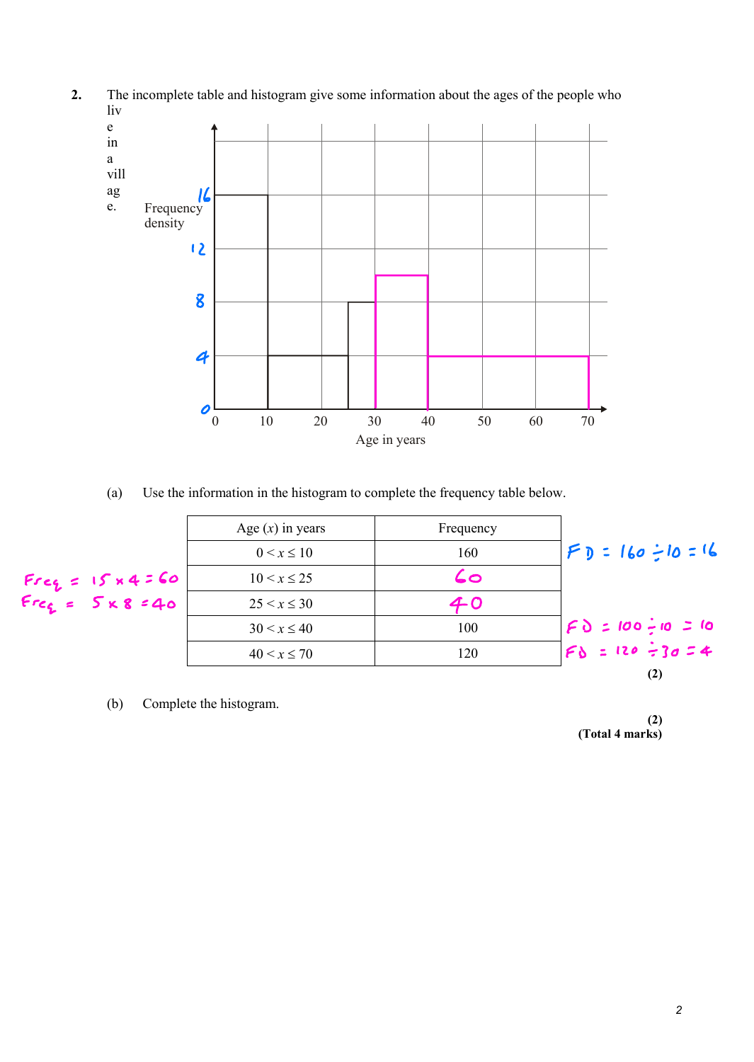**2.** The incomplete table and histogram give some information about the ages of the people who live in a village.

(a) Use the information in the histogram to complete the frequency table below.

| Age ($x$) in years | Frequency |
|---|---|
| $0 < x \leq 10$ | 160 |
| $10 < x \leq 25$ | 60 |
| $25 < x \leq 30$ | 40 |
| $30 < x \leq 40$ | 100 |
| $40 < x \leq 70$ | 120 |

FD = 160 ÷ 10 = 16

Freq = 15 × 4 = 60

Freq = 5 × 8 = 40

FD = 100 ÷ 10 = 10

FD = 120 ÷ 30 = 4

**(2)**

(b) Complete the histogram.

**(2)**

**(Total 4 marks)**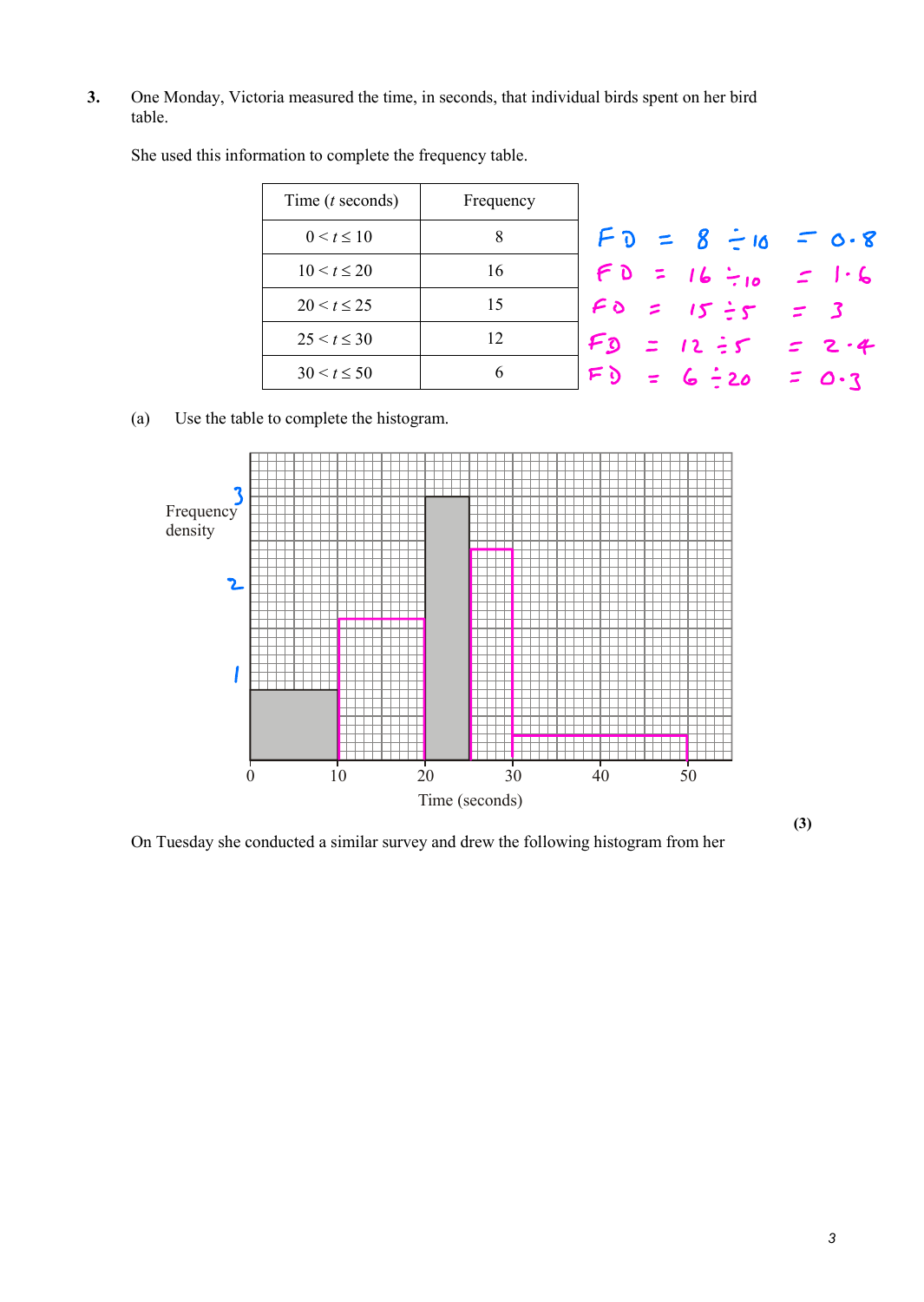**3.** One Monday, Victoria measured the time, in seconds, that individual birds spent on her bird table.

She used this information to complete the frequency table.

| Time ($t$ seconds) | Frequency | |
|---|---|---|
| $0 < t \leq 10$ | 8 | FD = 8 ÷ 10 = 0.8 |
| $10 < t \leq 20$ | 16 | FD = 16 ÷ 10 = 1.6 |
| $20 < t \leq 25$ | 15 | FD = 15 ÷ 5 = 3 |
| $25 < t \leq 30$ | 12 | FD = 12 ÷ 5 = 2.4 |
| $30 < t \leq 50$ | 6 | FD = 6 ÷ 20 = 0.3 |

(a) Use the table to complete the histogram.

Frequency density

1, 2, 3

0, 10, 20, 30, 40, 50

Time (seconds)

**(3)**

On Tuesday she conducted a similar survey and drew the following histogram from her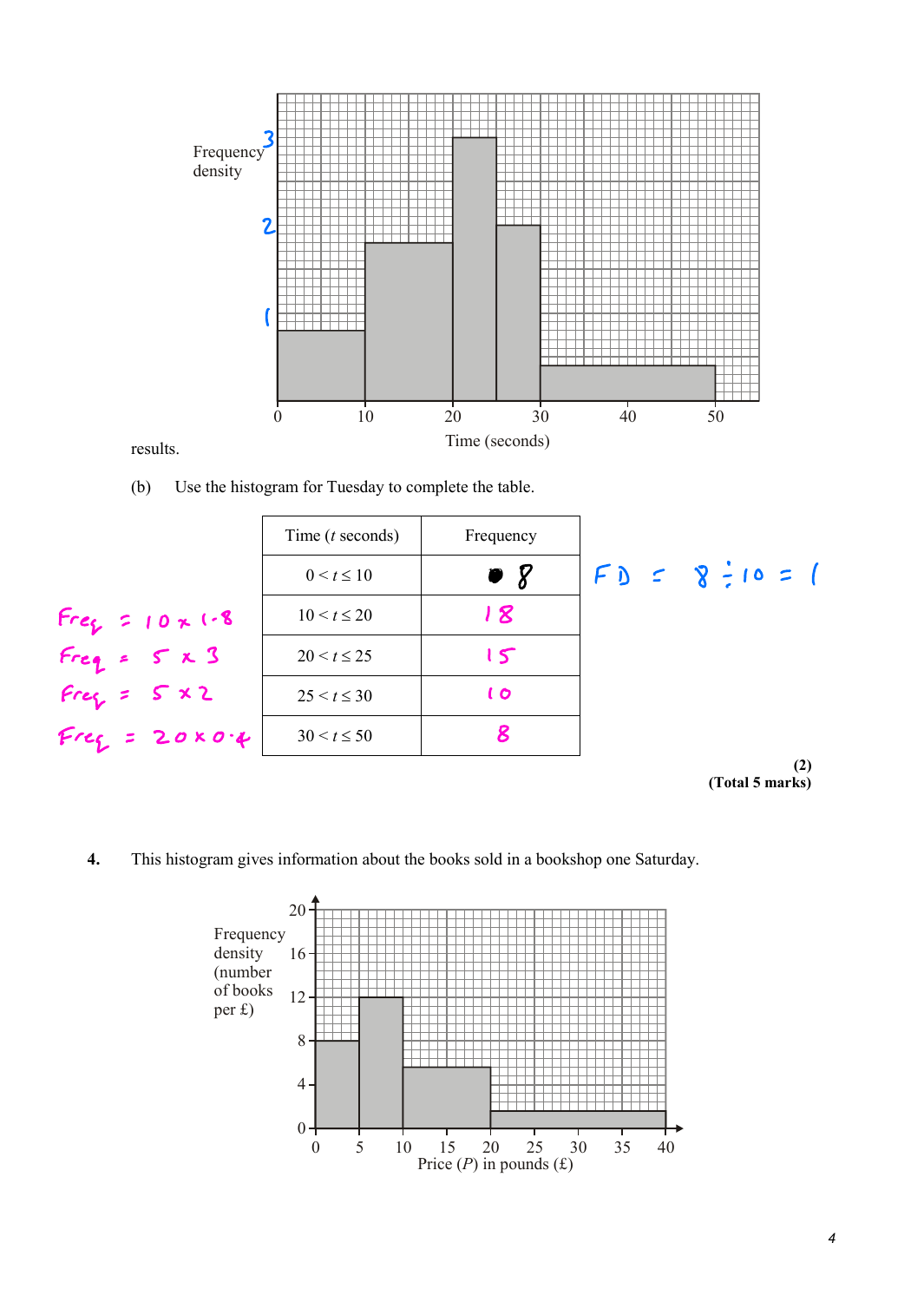Frequency density

Time (seconds)

results.

(b) Use the histogram for Tuesday to complete the table.

| Time ($t$ seconds) | Frequency |
|---|---|
| $0 < t \leq 10$ | 8 |
| $10 < t \leq 20$ | 18 |
| $20 < t \leq 25$ | 15 |
| $25 < t \leq 30$ | 10 |
| $30 < t \leq 50$ | 8 |

FD = 8 ÷ 10 = 1

Freq = 10 × 1·8

Freq = 5 × 3

Freq = 5 × 2

Freq = 20 × 0·4

**(2)**
**(Total 5 marks)**

**4.** This histogram gives information about the books sold in a bookshop one Saturday.

Frequency density (number of books per £)

Price ($P$) in pounds (£)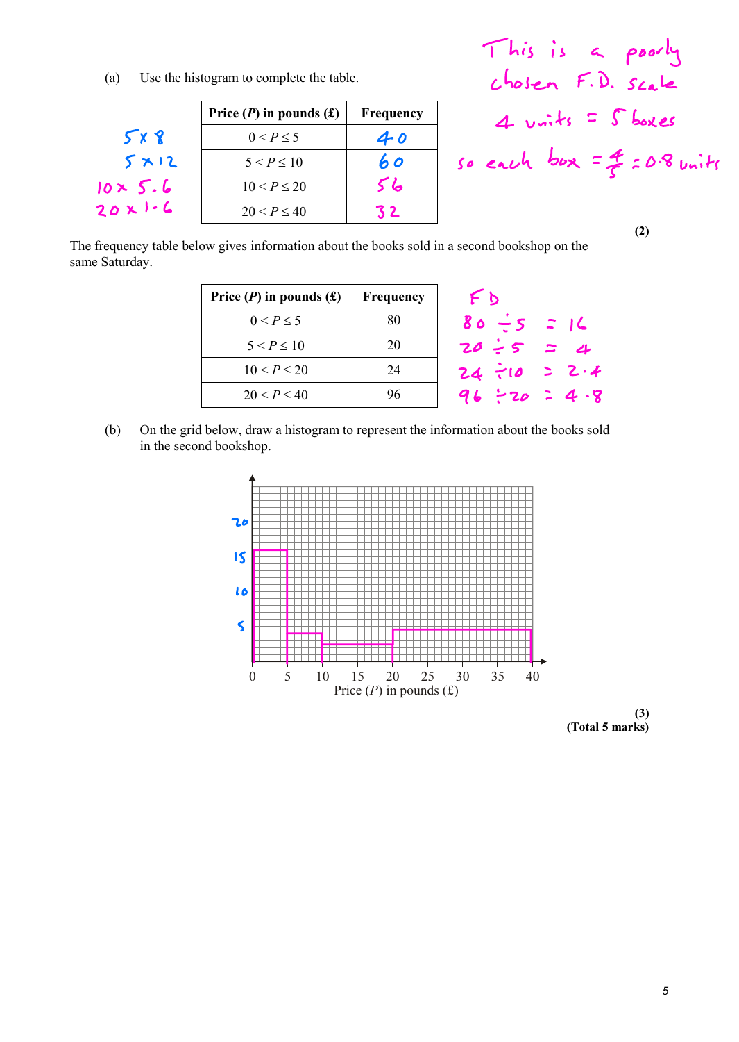(a) Use the histogram to complete the table.

| Price ($P$) in pounds (£) | Frequency |
|---|---|
| $0 < P \leq 5$ | 40 |
| $5 < P \leq 10$ | 60 |
| $10 < P \leq 20$ | 56 |
| $20 < P \leq 40$ | 32 |

$5 \times 8$
$5 \times 12$
$10 \times 5.6$
$20 \times 1.6$

This is a poorly chosen F.D. scale
4 units = 5 boxes
so each box $= \frac{4}{5} = 0.8$ units

**(2)**

The frequency table below gives information about the books sold in a second bookshop on the same Saturday.

| Price ($P$) in pounds (£) | Frequency |
|---|---|
| $0 < P \leq 5$ | 80 |
| $5 < P \leq 10$ | 20 |
| $10 < P \leq 20$ | 24 |
| $20 < P \leq 40$ | 96 |

FD
$80 \div 5 = 16$
$20 \div 5 = 4$
$24 \div 10 = 2.4$
$96 \div 20 = 4.8$

(b) On the grid below, draw a histogram to represent the information about the books sold in the second bookshop.

Price ($P$) in pounds (£)

**(3)**
**(Total 5 marks)**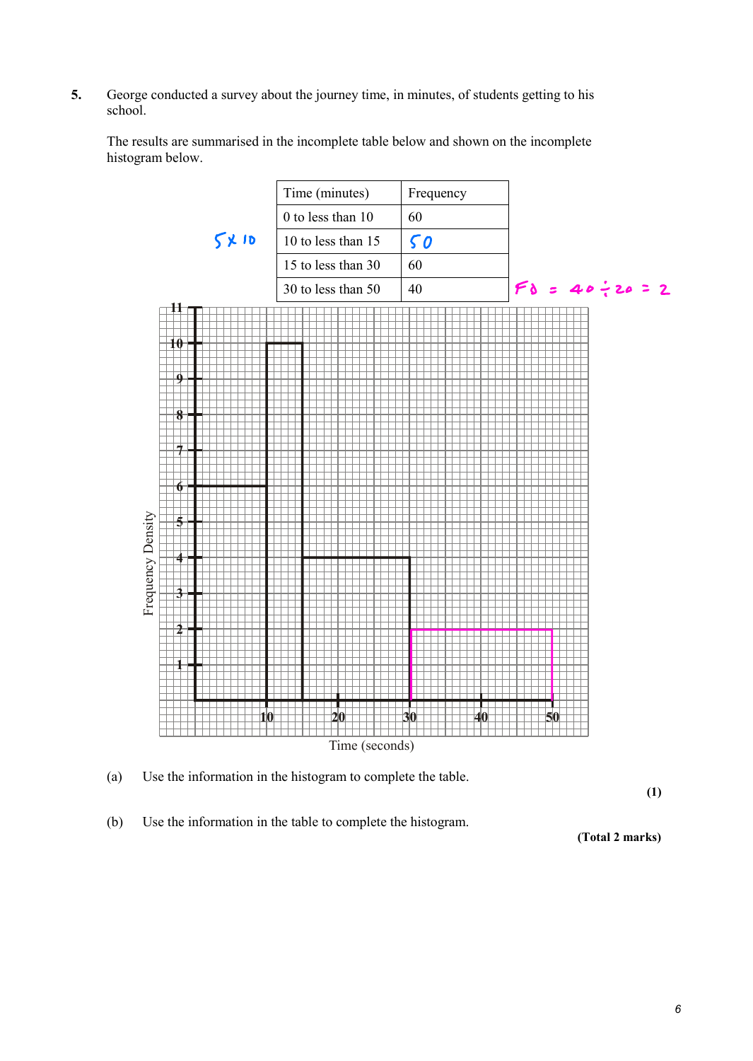**5.** George conducted a survey about the journey time, in minutes, of students getting to his school.

The results are summarised in the incomplete table below and shown on the incomplete histogram below.

| Time (minutes) | Frequency |
|---|---|
| 0 to less than 10 | 60 |
| 10 to less than 15 | 50 |
| 15 to less than 30 | 60 |
| 30 to less than 50 | 40 |

5 x 10

FD = 40 ÷ 20 = 2

Frequency Density

11
10
9
8
7
6
5
4
3
2
1

10 20 30 40 50

Time (seconds)

(a) Use the information in the histogram to complete the table.

**(1)**

(b) Use the information in the table to complete the histogram.

**(Total 2 marks)**